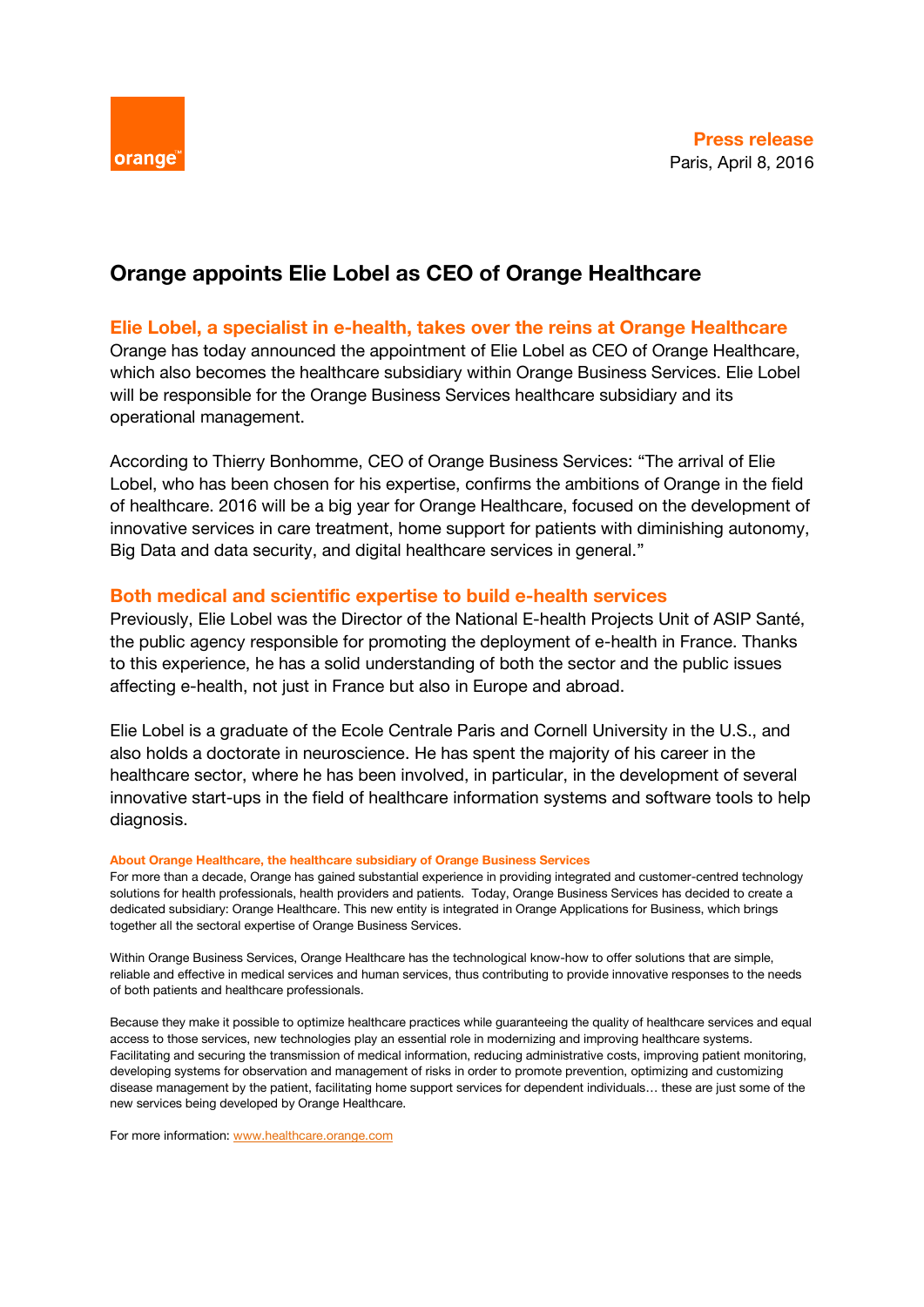**Press release**
Paris, April 8, 2016

# Orange appoints Elie Lobel as CEO of Orange Healthcare

## Elie Lobel, a specialist in e-health, takes over the reins at Orange Healthcare

Orange has today announced the appointment of Elie Lobel as CEO of Orange Healthcare, which also becomes the healthcare subsidiary within Orange Business Services. Elie Lobel will be responsible for the Orange Business Services healthcare subsidiary and its operational management.

According to Thierry Bonhomme, CEO of Orange Business Services: "The arrival of Elie Lobel, who has been chosen for his expertise, confirms the ambitions of Orange in the field of healthcare. 2016 will be a big year for Orange Healthcare, focused on the development of innovative services in care treatment, home support for patients with diminishing autonomy, Big Data and data security, and digital healthcare services in general."

## Both medical and scientific expertise to build e-health services

Previously, Elie Lobel was the Director of the National E-health Projects Unit of ASIP Santé, the public agency responsible for promoting the deployment of e-health in France. Thanks to this experience, he has a solid understanding of both the sector and the public issues affecting e-health, not just in France but also in Europe and abroad.

Elie Lobel is a graduate of the Ecole Centrale Paris and Cornell University in the U.S., and also holds a doctorate in neuroscience. He has spent the majority of his career in the healthcare sector, where he has been involved, in particular, in the development of several innovative start-ups in the field of healthcare information systems and software tools to help diagnosis.

### About Orange Healthcare, the healthcare subsidiary of Orange Business Services

For more than a decade, Orange has gained substantial experience in providing integrated and customer-centred technology solutions for health professionals, health providers and patients. Today, Orange Business Services has decided to create a dedicated subsidiary: Orange Healthcare. This new entity is integrated in Orange Applications for Business, which brings together all the sectoral expertise of Orange Business Services.

Within Orange Business Services, Orange Healthcare has the technological know-how to offer solutions that are simple, reliable and effective in medical services and human services, thus contributing to provide innovative responses to the needs of both patients and healthcare professionals.

Because they make it possible to optimize healthcare practices while guaranteeing the quality of healthcare services and equal access to those services, new technologies play an essential role in modernizing and improving healthcare systems. Facilitating and securing the transmission of medical information, reducing administrative costs, improving patient monitoring, developing systems for observation and management of risks in order to promote prevention, optimizing and customizing disease management by the patient, facilitating home support services for dependent individuals… these are just some of the new services being developed by Orange Healthcare.

For more information: www.healthcare.orange.com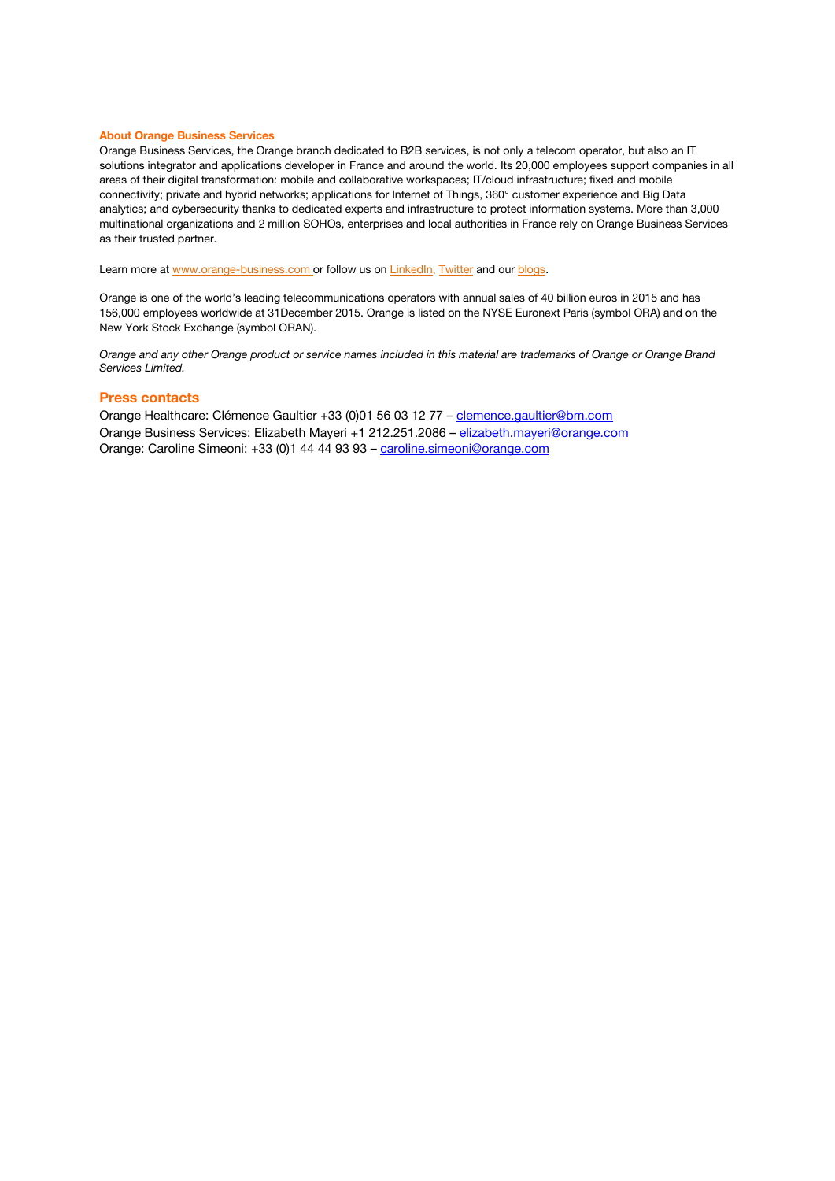**About Orange Business Services**

Orange Business Services, the Orange branch dedicated to B2B services, is not only a telecom operator, but also an IT solutions integrator and applications developer in France and around the world. Its 20,000 employees support companies in all areas of their digital transformation: mobile and collaborative workspaces; IT/cloud infrastructure; fixed and mobile connectivity; private and hybrid networks; applications for Internet of Things, 360° customer experience and Big Data analytics; and cybersecurity thanks to dedicated experts and infrastructure to protect information systems. More than 3,000 multinational organizations and 2 million SOHOs, enterprises and local authorities in France rely on Orange Business Services as their trusted partner.

Learn more at www.orange-business.com or follow us on LinkedIn, Twitter and our blogs.

Orange is one of the world's leading telecommunications operators with annual sales of 40 billion euros in 2015 and has 156,000 employees worldwide at 31December 2015. Orange is listed on the NYSE Euronext Paris (symbol ORA) and on the New York Stock Exchange (symbol ORAN).

*Orange and any other Orange product or service names included in this material are trademarks of Orange or Orange Brand Services Limited.*

## Press contacts

Orange Healthcare: Clémence Gaultier +33 (0)01 56 03 12 77 – clemence.gaultier@bm.com
Orange Business Services: Elizabeth Mayeri +1 212.251.2086 – elizabeth.mayeri@orange.com
Orange: Caroline Simeoni: +33 (0)1 44 44 93 93 – caroline.simeoni@orange.com